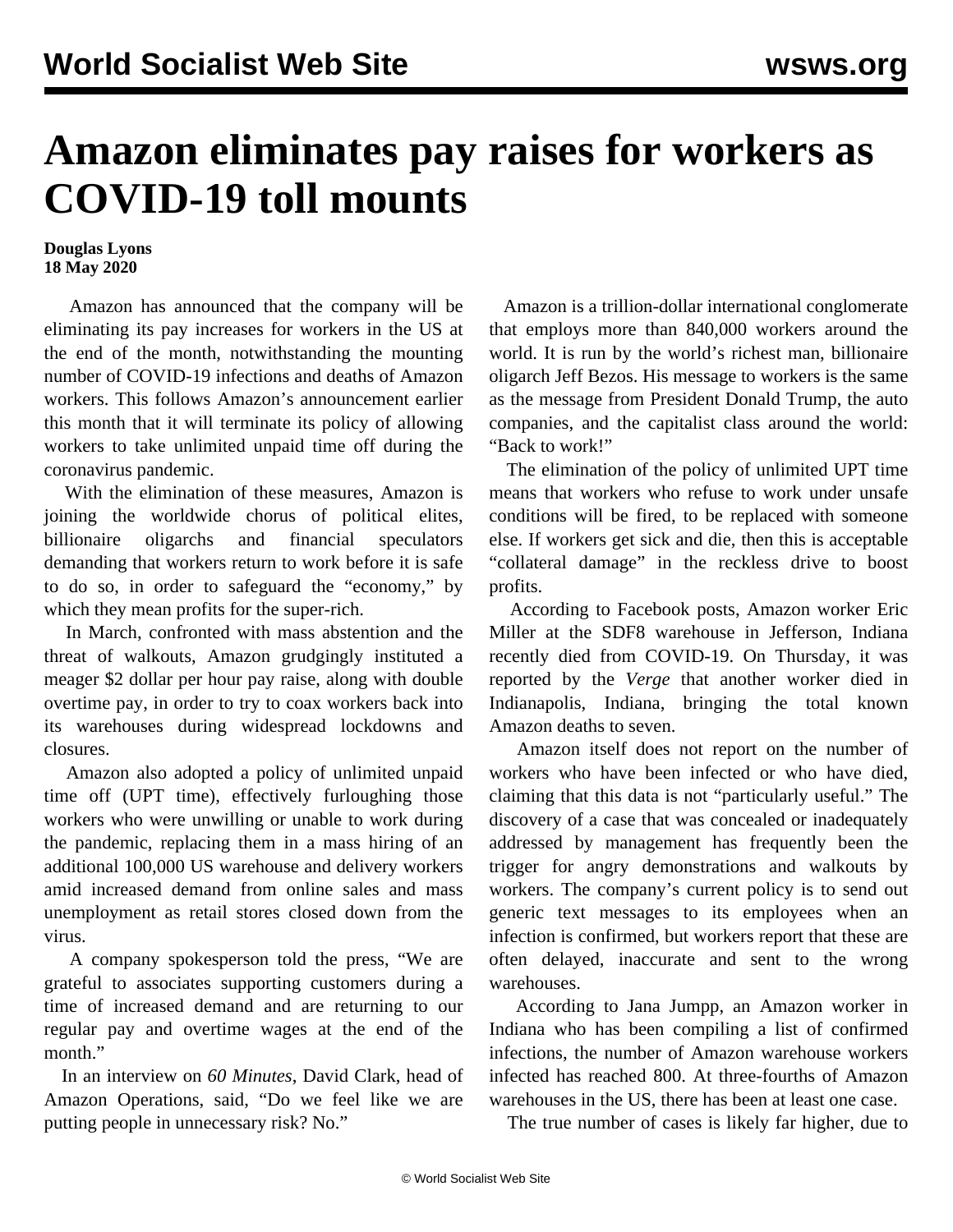# Amazon eliminates pay raises for workers as COVID-19 toll mounts

**Douglas Lyons**
**18 May 2020**

Amazon has announced that the company will be eliminating its pay increases for workers in the US at the end of the month, notwithstanding the mounting number of COVID-19 infections and deaths of Amazon workers. This follows Amazon's announcement earlier this month that it will terminate its policy of allowing workers to take unlimited unpaid time off during the coronavirus pandemic.

With the elimination of these measures, Amazon is joining the worldwide chorus of political elites, billionaire oligarchs and financial speculators demanding that workers return to work before it is safe to do so, in order to safeguard the "economy," by which they mean profits for the super-rich.

In March, confronted with mass abstention and the threat of walkouts, Amazon grudgingly instituted a meager $2 dollar per hour pay raise, along with double overtime pay, in order to try to coax workers back into its warehouses during widespread lockdowns and closures.

Amazon also adopted a policy of unlimited unpaid time off (UPT time), effectively furloughing those workers who were unwilling or unable to work during the pandemic, replacing them in a mass hiring of an additional 100,000 US warehouse and delivery workers amid increased demand from online sales and mass unemployment as retail stores closed down from the virus.

A company spokesperson told the press, "We are grateful to associates supporting customers during a time of increased demand and are returning to our regular pay and overtime wages at the end of the month."

In an interview on *60 Minutes*, David Clark, head of Amazon Operations, said, "Do we feel like we are putting people in unnecessary risk? No."

Amazon is a trillion-dollar international conglomerate that employs more than 840,000 workers around the world. It is run by the world's richest man, billionaire oligarch Jeff Bezos. His message to workers is the same as the message from President Donald Trump, the auto companies, and the capitalist class around the world: "Back to work!"

The elimination of the policy of unlimited UPT time means that workers who refuse to work under unsafe conditions will be fired, to be replaced with someone else. If workers get sick and die, then this is acceptable "collateral damage" in the reckless drive to boost profits.

According to Facebook posts, Amazon worker Eric Miller at the SDF8 warehouse in Jefferson, Indiana recently died from COVID-19. On Thursday, it was reported by the *Verge* that another worker died in Indianapolis, Indiana, bringing the total known Amazon deaths to seven.

Amazon itself does not report on the number of workers who have been infected or who have died, claiming that this data is not "particularly useful." The discovery of a case that was concealed or inadequately addressed by management has frequently been the trigger for angry demonstrations and walkouts by workers. The company's current policy is to send out generic text messages to its employees when an infection is confirmed, but workers report that these are often delayed, inaccurate and sent to the wrong warehouses.

According to Jana Jumpp, an Amazon worker in Indiana who has been compiling a list of confirmed infections, the number of Amazon warehouse workers infected has reached 800. At three-fourths of Amazon warehouses in the US, there has been at least one case.

The true number of cases is likely far higher, due to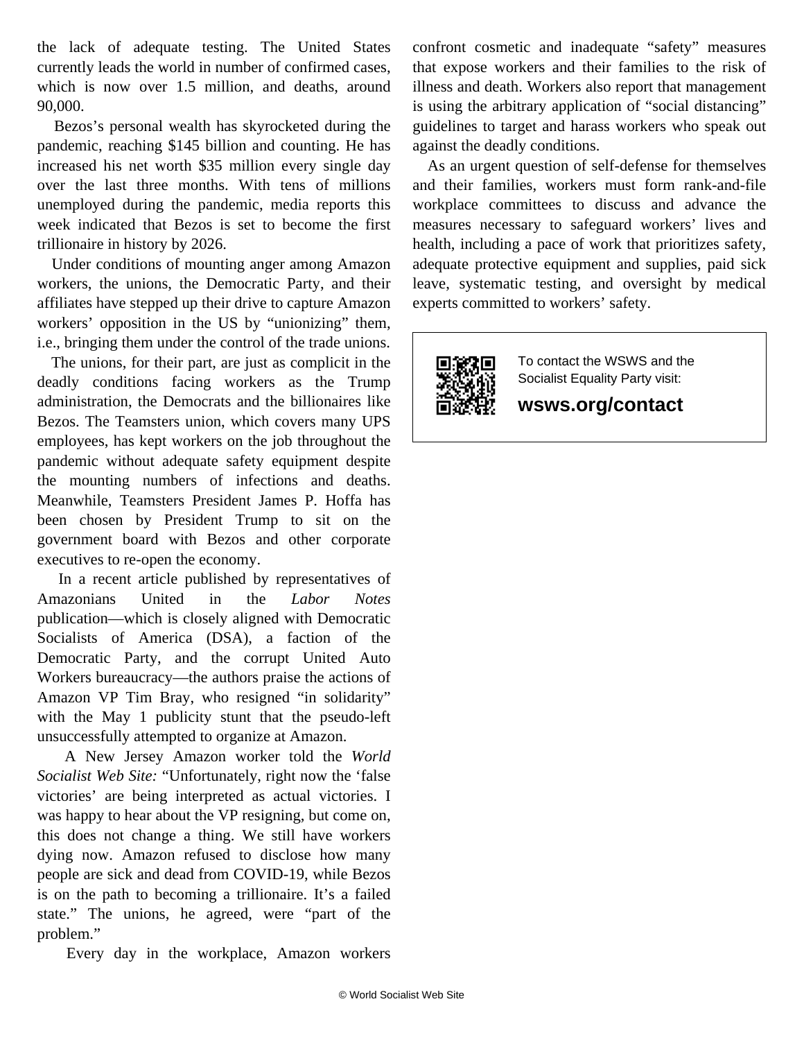the lack of adequate testing. The United States currently leads the world in number of confirmed cases, which is now over 1.5 million, and deaths, around 90,000.

Bezos's personal wealth has skyrocketed during the pandemic, reaching $145 billion and counting. He has increased his net worth $35 million every single day over the last three months. With tens of millions unemployed during the pandemic, media reports this week indicated that Bezos is set to become the first trillionaire in history by 2026.

Under conditions of mounting anger among Amazon workers, the unions, the Democratic Party, and their affiliates have stepped up their drive to capture Amazon workers' opposition in the US by "unionizing" them, i.e., bringing them under the control of the trade unions.

The unions, for their part, are just as complicit in the deadly conditions facing workers as the Trump administration, the Democrats and the billionaires like Bezos. The Teamsters union, which covers many UPS employees, has kept workers on the job throughout the pandemic without adequate safety equipment despite the mounting numbers of infections and deaths. Meanwhile, Teamsters President James P. Hoffa has been chosen by President Trump to sit on the government board with Bezos and other corporate executives to re-open the economy.

In a recent article published by representatives of Amazonians United in the *Labor Notes* publication—which is closely aligned with Democratic Socialists of America (DSA), a faction of the Democratic Party, and the corrupt United Auto Workers bureaucracy—the authors praise the actions of Amazon VP Tim Bray, who resigned "in solidarity" with the May 1 publicity stunt that the pseudo-left unsuccessfully attempted to organize at Amazon.

A New Jersey Amazon worker told the *World Socialist Web Site:* "Unfortunately, right now the 'false victories' are being interpreted as actual victories. I was happy to hear about the VP resigning, but come on, this does not change a thing. We still have workers dying now. Amazon refused to disclose how many people are sick and dead from COVID-19, while Bezos is on the path to becoming a trillionaire. It's a failed state." The unions, he agreed, were "part of the problem."

Every day in the workplace, Amazon workers confront cosmetic and inadequate "safety" measures that expose workers and their families to the risk of illness and death. Workers also report that management is using the arbitrary application of "social distancing" guidelines to target and harass workers who speak out against the deadly conditions.

As an urgent question of self-defense for themselves and their families, workers must form rank-and-file workplace committees to discuss and advance the measures necessary to safeguard workers' lives and health, including a pace of work that prioritizes safety, adequate protective equipment and supplies, paid sick leave, systematic testing, and oversight by medical experts committed to workers' safety.

To contact the WSWS and the Socialist Equality Party visit:

**wsws.org/contact**